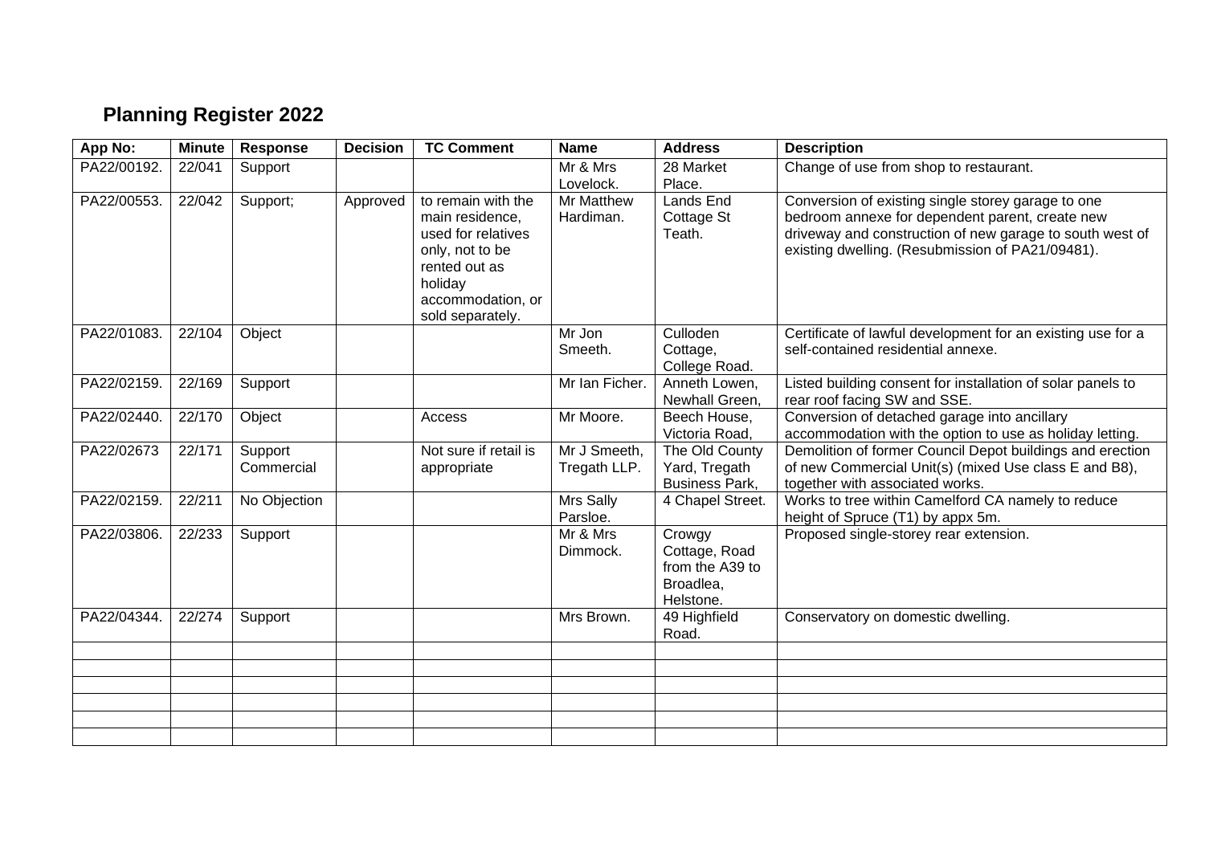# Planning Register 2022

| App No: | Minute | Response | Decision | TC Comment | Name | Address | Description |
|---|---|---|---|---|---|---|---|
| PA22/00192. | 22/041 | Support | | | Mr & Mrs Lovelock. | 28 Market Place. | Change of use from shop to restaurant. |
| PA22/00553. | 22/042 | Support; | Approved | to remain with the main residence, used for relatives only, not to be rented out as holiday accommodation, or sold separately. | Mr Matthew Hardiman. | Lands End Cottage St Teath. | Conversion of existing single storey garage to one bedroom annexe for dependent parent, create new driveway and construction of new garage to south west of existing dwelling. (Resubmission of PA21/09481). |
| PA22/01083. | 22/104 | Object | | | Mr Jon Smeeth. | Culloden Cottage, College Road. | Certificate of lawful development for an existing use for a self-contained residential annexe. |
| PA22/02159. | 22/169 | Support | | | Mr Ian Ficher. | Anneth Lowen, Newhall Green, | Listed building consent for installation of solar panels to rear roof facing SW and SSE. |
| PA22/02440. | 22/170 | Object | | Access | Mr Moore. | Beech House, Victoria Road, | Conversion of detached garage into ancillary accommodation with the option to use as holiday letting. |
| PA22/02673 | 22/171 | Support Commercial | | Not sure if retail is appropriate | Mr J Smeeth, Tregath LLP. | The Old County Yard, Tregath Business Park, | Demolition of former Council Depot buildings and erection of new Commercial Unit(s) (mixed Use class E and B8), together with associated works. |
| PA22/02159. | 22/211 | No Objection | | | Mrs Sally Parsloe. | 4 Chapel Street. | Works to tree within Camelford CA namely to reduce height of Spruce (T1) by appx 5m. |
| PA22/03806. | 22/233 | Support | | | Mr & Mrs Dimmock. | Crowgy Cottage, Road from the A39 to Broadlea, Helstone. | Proposed single-storey rear extension. |
| PA22/04344. | 22/274 | Support | | | Mrs Brown. | 49 Highfield Road. | Conservatory on domestic dwelling. |
| | | | | | | | |
| | | | | | | | |
| | | | | | | | |
| | | | | | | | |
| | | | | | | | |
| | | | | | | | |